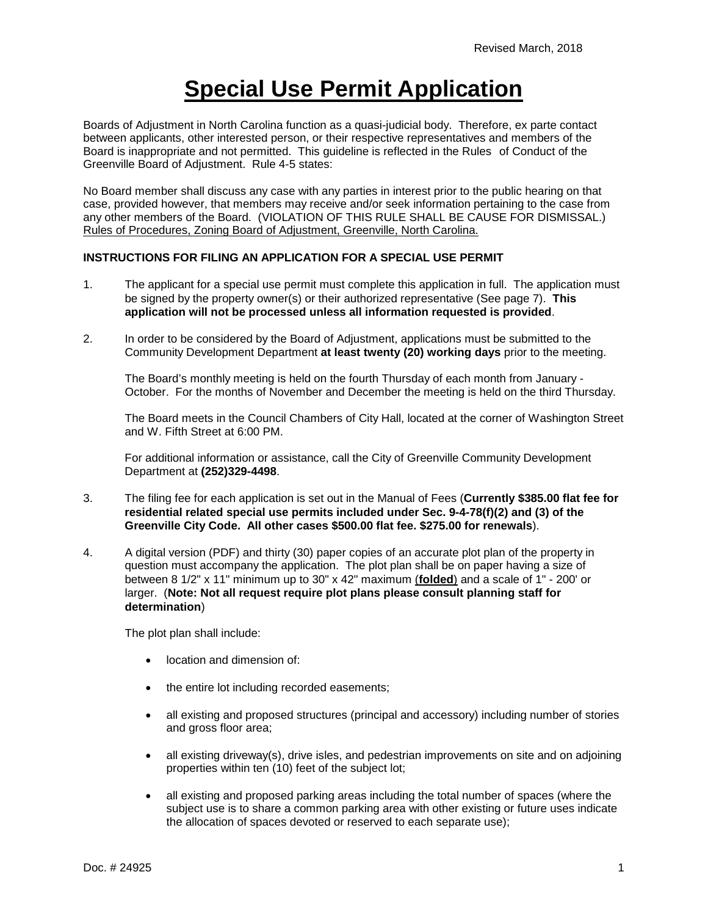Revised March, 2018

# Special Use Permit Application

Boards of Adjustment in North Carolina function as a quasi-judicial body. Therefore, ex parte contact between applicants, other interested person, or their respective representatives and members of the Board is inappropriate and not permitted. This guideline is reflected in the Rules of Conduct of the Greenville Board of Adjustment. Rule 4-5 states:

No Board member shall discuss any case with any parties in interest prior to the public hearing on that case, provided however, that members may receive and/or seek information pertaining to the case from any other members of the Board. (VIOLATION OF THIS RULE SHALL BE CAUSE FOR DISMISSAL.) <u>Rules of Procedures, Zoning Board of Adjustment, Greenville, North Carolina.</u>

**INSTRUCTIONS FOR FILING AN APPLICATION FOR A SPECIAL USE PERMIT**

1. The applicant for a special use permit must complete this application in full. The application must be signed by the property owner(s) or their authorized representative (See page 7). **This application will not be processed unless all information requested is provided**.

2. In order to be considered by the Board of Adjustment, applications must be submitted to the Community Development Department **at least twenty (20) working days** prior to the meeting.

   The Board's monthly meeting is held on the fourth Thursday of each month from January - October. For the months of November and December the meeting is held on the third Thursday.

   The Board meets in the Council Chambers of City Hall, located at the corner of Washington Street and W. Fifth Street at 6:00 PM.

   For additional information or assistance, call the City of Greenville Community Development Department at **(252)329-4498**.

3. The filing fee for each application is set out in the Manual of Fees (**Currently $385.00 flat fee for residential related special use permits included under Sec. 9-4-78(f)(2) and (3) of the Greenville City Code. All other cases $500.00 flat fee. $275.00 for renewals**).

4. A digital version (PDF) and thirty (30) paper copies of an accurate plot plan of the property in question must accompany the application. The plot plan shall be on paper having a size of between 8 1/2" x 11" minimum up to 30" x 42" maximum (<u>**folded**</u>) and a scale of 1" - 200' or larger. (**Note: Not all request require plot plans please consult planning staff for determination**)

   The plot plan shall include:

   - location and dimension of:
   - the entire lot including recorded easements;
   - all existing and proposed structures (principal and accessory) including number of stories and gross floor area;
   - all existing driveway(s), drive isles, and pedestrian improvements on site and on adjoining properties within ten (10) feet of the subject lot;
   - all existing and proposed parking areas including the total number of spaces (where the subject use is to share a common parking area with other existing or future uses indicate the allocation of spaces devoted or reserved to each separate use);

Doc. # 24925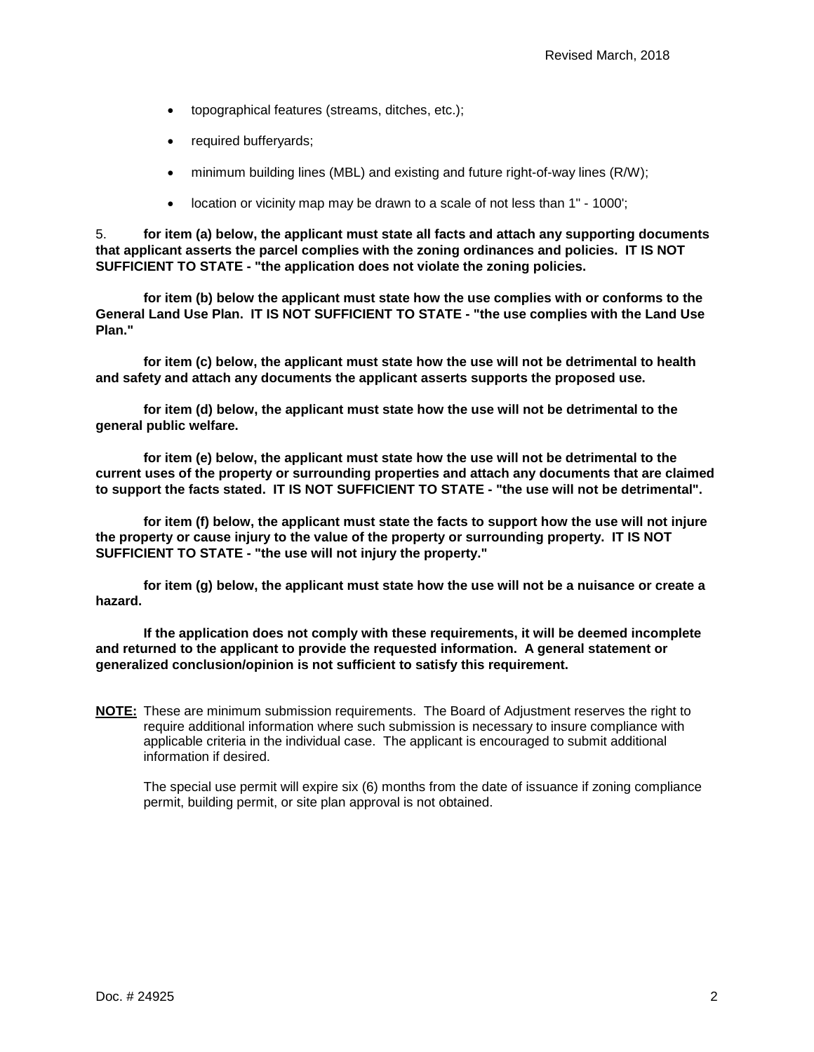- topographical features (streams, ditches, etc.);
- required bufferyards;
- minimum building lines (MBL) and existing and future right-of-way lines (R/W);
- location or vicinity map may be drawn to a scale of not less than 1" - 1000';

5. **for item (a) below, the applicant must state all facts and attach any supporting documents that applicant asserts the parcel complies with the zoning ordinances and policies. IT IS NOT SUFFICIENT TO STATE - "the application does not violate the zoning policies.**

**for item (b) below the applicant must state how the use complies with or conforms to the General Land Use Plan. IT IS NOT SUFFICIENT TO STATE - "the use complies with the Land Use Plan."**

**for item (c) below, the applicant must state how the use will not be detrimental to health and safety and attach any documents the applicant asserts supports the proposed use.**

**for item (d) below, the applicant must state how the use will not be detrimental to the general public welfare.**

**for item (e) below, the applicant must state how the use will not be detrimental to the current uses of the property or surrounding properties and attach any documents that are claimed to support the facts stated. IT IS NOT SUFFICIENT TO STATE - "the use will not be detrimental".**

**for item (f) below, the applicant must state the facts to support how the use will not injure the property or cause injury to the value of the property or surrounding property. IT IS NOT SUFFICIENT TO STATE - "the use will not injury the property."**

**for item (g) below, the applicant must state how the use will not be a nuisance or create a hazard.**

**If the application does not comply with these requirements, it will be deemed incomplete and returned to the applicant to provide the requested information. A general statement or generalized conclusion/opinion is not sufficient to satisfy this requirement.**

**NOTE:** These are minimum submission requirements. The Board of Adjustment reserves the right to require additional information where such submission is necessary to insure compliance with applicable criteria in the individual case. The applicant is encouraged to submit additional information if desired.

The special use permit will expire six (6) months from the date of issuance if zoning compliance permit, building permit, or site plan approval is not obtained.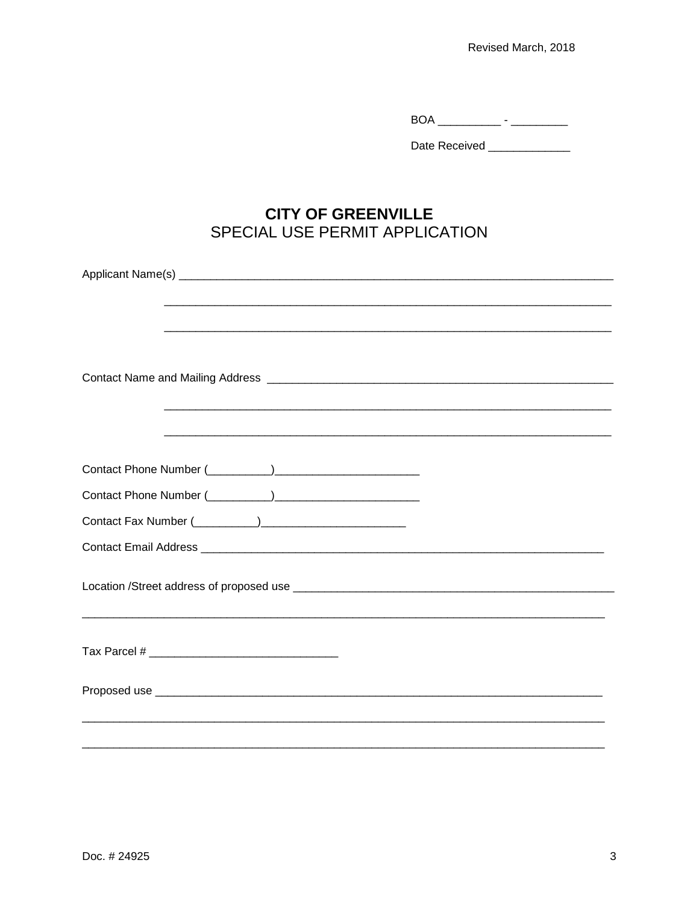BOA __________ - _________

Date Received _____________

# CITY OF GREENVILLE
## SPECIAL USE PERMIT APPLICATION

Applicant Name(s) ________________________________________________________________________

_____________________________________________________________________________

_____________________________________________________________________________

Contact Name and Mailing Address ____________________________________________________________

_____________________________________________________________________________

_____________________________________________________________________________

Contact Phone Number (__________)_______________________

Contact Phone Number (__________)_______________________

Contact Fax Number (__________)_______________________

Contact Email Address ____________________________________________________________________

Location /Street address of proposed use _____________________________________________________

_______________________________________________________________________________________

Tax Parcel # ______________________________

Proposed use _________________________________________________________________________

_______________________________________________________________________________________

_______________________________________________________________________________________

Doc. # 24925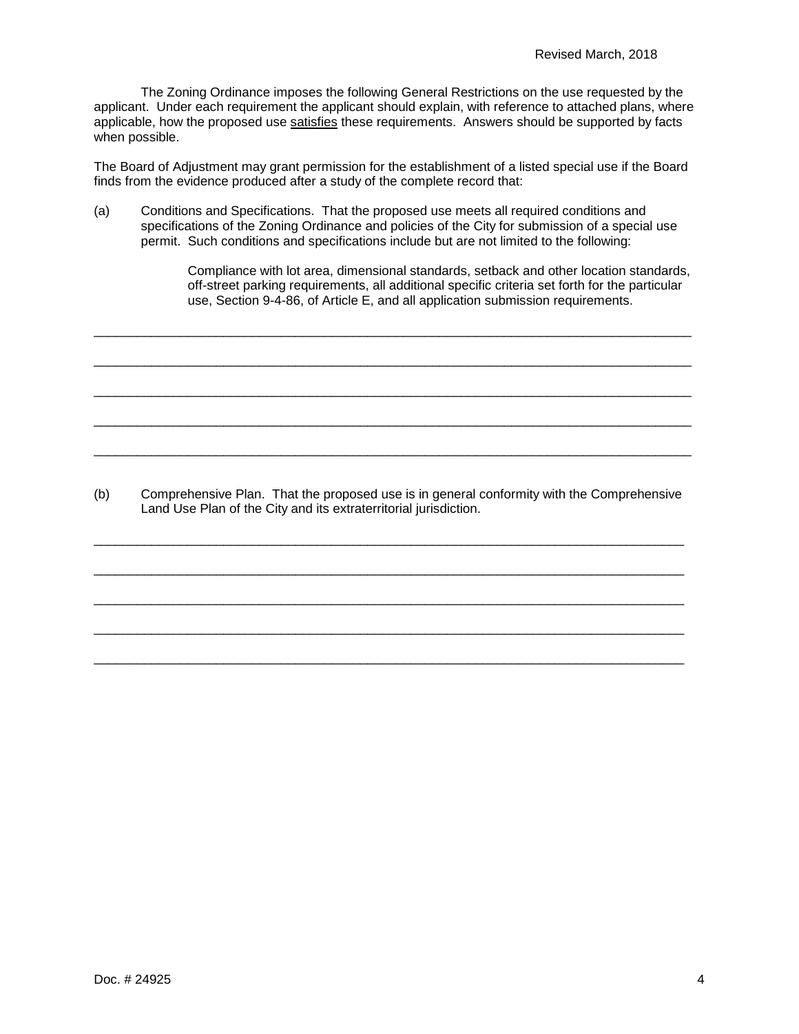The Zoning Ordinance imposes the following General Restrictions on the use requested by the applicant. Under each requirement the applicant should explain, with reference to attached plans, where applicable, how the proposed use <u>satisfies</u> these requirements. Answers should be supported by facts when possible.

The Board of Adjustment may grant permission for the establishment of a listed special use if the Board finds from the evidence produced after a study of the complete record that:

(a) Conditions and Specifications. That the proposed use meets all required conditions and specifications of the Zoning Ordinance and policies of the City for submission of a special use permit. Such conditions and specifications include but are not limited to the following:

> Compliance with lot area, dimensional standards, setback and other location standards, off-street parking requirements, all additional specific criteria set forth for the particular use, Section 9-4-86, of Article E, and all application submission requirements.

\_\_\_\_\_\_\_\_\_\_\_\_\_\_\_\_\_\_\_\_\_\_\_\_\_\_\_\_\_\_\_\_\_\_\_\_\_\_\_\_\_\_\_\_\_\_\_\_\_\_\_\_\_\_\_\_\_\_\_\_\_\_\_\_\_\_\_\_\_\_\_\_\_\_\_\_

\_\_\_\_\_\_\_\_\_\_\_\_\_\_\_\_\_\_\_\_\_\_\_\_\_\_\_\_\_\_\_\_\_\_\_\_\_\_\_\_\_\_\_\_\_\_\_\_\_\_\_\_\_\_\_\_\_\_\_\_\_\_\_\_\_\_\_\_\_\_\_\_\_\_\_\_

\_\_\_\_\_\_\_\_\_\_\_\_\_\_\_\_\_\_\_\_\_\_\_\_\_\_\_\_\_\_\_\_\_\_\_\_\_\_\_\_\_\_\_\_\_\_\_\_\_\_\_\_\_\_\_\_\_\_\_\_\_\_\_\_\_\_\_\_\_\_\_\_\_\_\_\_

\_\_\_\_\_\_\_\_\_\_\_\_\_\_\_\_\_\_\_\_\_\_\_\_\_\_\_\_\_\_\_\_\_\_\_\_\_\_\_\_\_\_\_\_\_\_\_\_\_\_\_\_\_\_\_\_\_\_\_\_\_\_\_\_\_\_\_\_\_\_\_\_\_\_\_\_

\_\_\_\_\_\_\_\_\_\_\_\_\_\_\_\_\_\_\_\_\_\_\_\_\_\_\_\_\_\_\_\_\_\_\_\_\_\_\_\_\_\_\_\_\_\_\_\_\_\_\_\_\_\_\_\_\_\_\_\_\_\_\_\_\_\_\_\_\_\_\_\_\_\_\_\_

(b) Comprehensive Plan. That the proposed use is in general conformity with the Comprehensive Land Use Plan of the City and its extraterritorial jurisdiction.

\_\_\_\_\_\_\_\_\_\_\_\_\_\_\_\_\_\_\_\_\_\_\_\_\_\_\_\_\_\_\_\_\_\_\_\_\_\_\_\_\_\_\_\_\_\_\_\_\_\_\_\_\_\_\_\_\_\_\_\_\_\_\_\_\_\_\_\_\_\_\_\_\_\_\_\_

\_\_\_\_\_\_\_\_\_\_\_\_\_\_\_\_\_\_\_\_\_\_\_\_\_\_\_\_\_\_\_\_\_\_\_\_\_\_\_\_\_\_\_\_\_\_\_\_\_\_\_\_\_\_\_\_\_\_\_\_\_\_\_\_\_\_\_\_\_\_\_\_\_\_\_\_

\_\_\_\_\_\_\_\_\_\_\_\_\_\_\_\_\_\_\_\_\_\_\_\_\_\_\_\_\_\_\_\_\_\_\_\_\_\_\_\_\_\_\_\_\_\_\_\_\_\_\_\_\_\_\_\_\_\_\_\_\_\_\_\_\_\_\_\_\_\_\_\_\_\_\_\_

\_\_\_\_\_\_\_\_\_\_\_\_\_\_\_\_\_\_\_\_\_\_\_\_\_\_\_\_\_\_\_\_\_\_\_\_\_\_\_\_\_\_\_\_\_\_\_\_\_\_\_\_\_\_\_\_\_\_\_\_\_\_\_\_\_\_\_\_\_\_\_\_\_\_\_\_

\_\_\_\_\_\_\_\_\_\_\_\_\_\_\_\_\_\_\_\_\_\_\_\_\_\_\_\_\_\_\_\_\_\_\_\_\_\_\_\_\_\_\_\_\_\_\_\_\_\_\_\_\_\_\_\_\_\_\_\_\_\_\_\_\_\_\_\_\_\_\_\_\_\_\_\_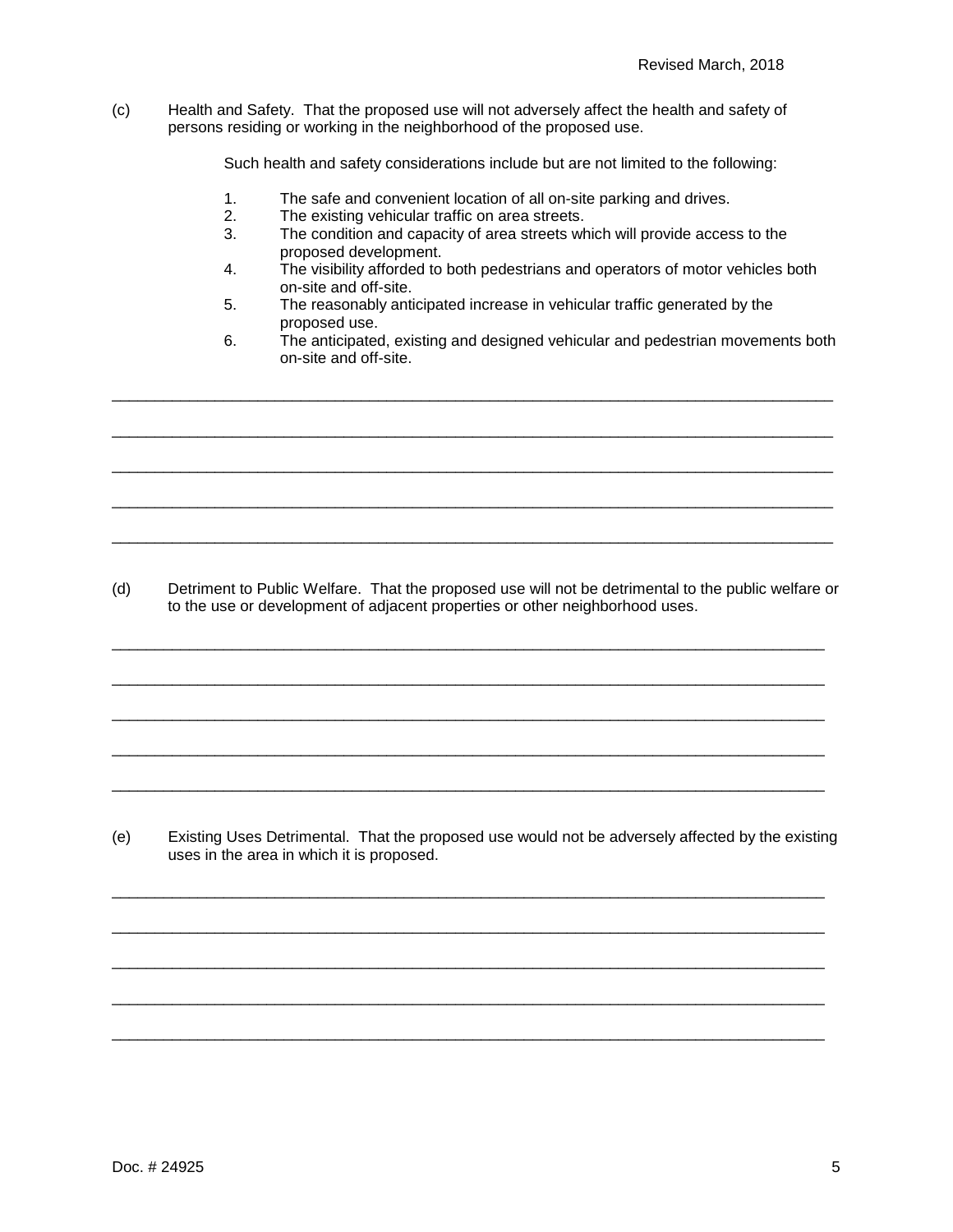(c) Health and Safety. That the proposed use will not adversely affect the health and safety of persons residing or working in the neighborhood of the proposed use.

Such health and safety considerations include but are not limited to the following:

1. The safe and convenient location of all on-site parking and drives.
2. The existing vehicular traffic on area streets.
3. The condition and capacity of area streets which will provide access to the proposed development.
4. The visibility afforded to both pedestrians and operators of motor vehicles both on-site and off-site.
5. The reasonably anticipated increase in vehicular traffic generated by the proposed use.
6. The anticipated, existing and designed vehicular and pedestrian movements both on-site and off-site.

_______________________________________________________________________________

_______________________________________________________________________________

_______________________________________________________________________________

_______________________________________________________________________________

_______________________________________________________________________________

(d) Detriment to Public Welfare. That the proposed use will not be detrimental to the public welfare or to the use or development of adjacent properties or other neighborhood uses.

_______________________________________________________________________________

_______________________________________________________________________________

_______________________________________________________________________________

_______________________________________________________________________________

_______________________________________________________________________________

(e) Existing Uses Detrimental. That the proposed use would not be adversely affected by the existing uses in the area in which it is proposed.

_______________________________________________________________________________

_______________________________________________________________________________

_______________________________________________________________________________

_______________________________________________________________________________

_______________________________________________________________________________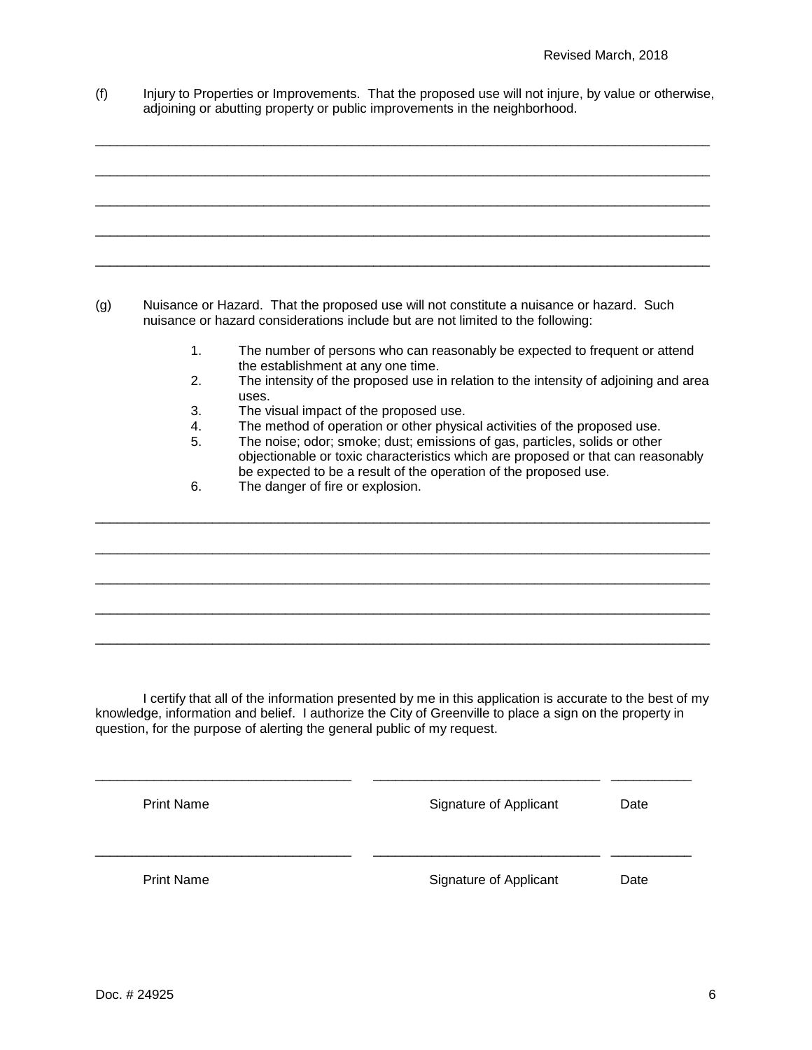(f) Injury to Properties or Improvements. That the proposed use will not injure, by value or otherwise, adjoining or abutting property or public improvements in the neighborhood.

\_\_\_\_\_\_\_\_\_\_\_\_\_\_\_\_\_\_\_\_\_\_\_\_\_\_\_\_\_\_\_\_\_\_\_\_\_\_\_\_\_\_\_\_\_\_\_\_\_\_\_\_\_\_\_\_\_\_\_\_\_\_\_\_\_\_\_\_\_\_\_\_\_\_\_\_\_\_

\_\_\_\_\_\_\_\_\_\_\_\_\_\_\_\_\_\_\_\_\_\_\_\_\_\_\_\_\_\_\_\_\_\_\_\_\_\_\_\_\_\_\_\_\_\_\_\_\_\_\_\_\_\_\_\_\_\_\_\_\_\_\_\_\_\_\_\_\_\_\_\_\_\_\_\_\_\_

\_\_\_\_\_\_\_\_\_\_\_\_\_\_\_\_\_\_\_\_\_\_\_\_\_\_\_\_\_\_\_\_\_\_\_\_\_\_\_\_\_\_\_\_\_\_\_\_\_\_\_\_\_\_\_\_\_\_\_\_\_\_\_\_\_\_\_\_\_\_\_\_\_\_\_\_\_\_

\_\_\_\_\_\_\_\_\_\_\_\_\_\_\_\_\_\_\_\_\_\_\_\_\_\_\_\_\_\_\_\_\_\_\_\_\_\_\_\_\_\_\_\_\_\_\_\_\_\_\_\_\_\_\_\_\_\_\_\_\_\_\_\_\_\_\_\_\_\_\_\_\_\_\_\_\_\_

\_\_\_\_\_\_\_\_\_\_\_\_\_\_\_\_\_\_\_\_\_\_\_\_\_\_\_\_\_\_\_\_\_\_\_\_\_\_\_\_\_\_\_\_\_\_\_\_\_\_\_\_\_\_\_\_\_\_\_\_\_\_\_\_\_\_\_\_\_\_\_\_\_\_\_\_\_\_

(g) Nuisance or Hazard. That the proposed use will not constitute a nuisance or hazard. Such nuisance or hazard considerations include but are not limited to the following:

1. The number of persons who can reasonably be expected to frequent or attend the establishment at any one time.
2. The intensity of the proposed use in relation to the intensity of adjoining and area uses.
3. The visual impact of the proposed use.
4. The method of operation or other physical activities of the proposed use.
5. The noise; odor; smoke; dust; emissions of gas, particles, solids or other objectionable or toxic characteristics which are proposed or that can reasonably be expected to be a result of the operation of the proposed use.
6. The danger of fire or explosion.

\_\_\_\_\_\_\_\_\_\_\_\_\_\_\_\_\_\_\_\_\_\_\_\_\_\_\_\_\_\_\_\_\_\_\_\_\_\_\_\_\_\_\_\_\_\_\_\_\_\_\_\_\_\_\_\_\_\_\_\_\_\_\_\_\_\_\_\_\_\_\_\_\_\_\_\_\_\_

\_\_\_\_\_\_\_\_\_\_\_\_\_\_\_\_\_\_\_\_\_\_\_\_\_\_\_\_\_\_\_\_\_\_\_\_\_\_\_\_\_\_\_\_\_\_\_\_\_\_\_\_\_\_\_\_\_\_\_\_\_\_\_\_\_\_\_\_\_\_\_\_\_\_\_\_\_\_

\_\_\_\_\_\_\_\_\_\_\_\_\_\_\_\_\_\_\_\_\_\_\_\_\_\_\_\_\_\_\_\_\_\_\_\_\_\_\_\_\_\_\_\_\_\_\_\_\_\_\_\_\_\_\_\_\_\_\_\_\_\_\_\_\_\_\_\_\_\_\_\_\_\_\_\_\_\_

\_\_\_\_\_\_\_\_\_\_\_\_\_\_\_\_\_\_\_\_\_\_\_\_\_\_\_\_\_\_\_\_\_\_\_\_\_\_\_\_\_\_\_\_\_\_\_\_\_\_\_\_\_\_\_\_\_\_\_\_\_\_\_\_\_\_\_\_\_\_\_\_\_\_\_\_\_\_

\_\_\_\_\_\_\_\_\_\_\_\_\_\_\_\_\_\_\_\_\_\_\_\_\_\_\_\_\_\_\_\_\_\_\_\_\_\_\_\_\_\_\_\_\_\_\_\_\_\_\_\_\_\_\_\_\_\_\_\_\_\_\_\_\_\_\_\_\_\_\_\_\_\_\_\_\_\_

I certify that all of the information presented by me in this application is accurate to the best of my knowledge, information and belief. I authorize the City of Greenville to place a sign on the property in question, for the purpose of alerting the general public of my request.

| \_\_\_\_\_\_\_\_\_\_\_\_\_\_\_\_\_\_\_\_\_\_\_\_\_\_\_\_ | \_\_\_\_\_\_\_\_\_\_\_\_\_\_\_\_\_\_\_\_\_\_\_\_\_\_\_\_ | \_\_\_\_\_\_\_\_\_\_\_\_ |
|---|---|---|
| Print Name | Signature of Applicant | Date |
| \_\_\_\_\_\_\_\_\_\_\_\_\_\_\_\_\_\_\_\_\_\_\_\_\_\_\_\_ | \_\_\_\_\_\_\_\_\_\_\_\_\_\_\_\_\_\_\_\_\_\_\_\_\_\_\_\_ | \_\_\_\_\_\_\_\_\_\_\_\_ |
| Print Name | Signature of Applicant | Date |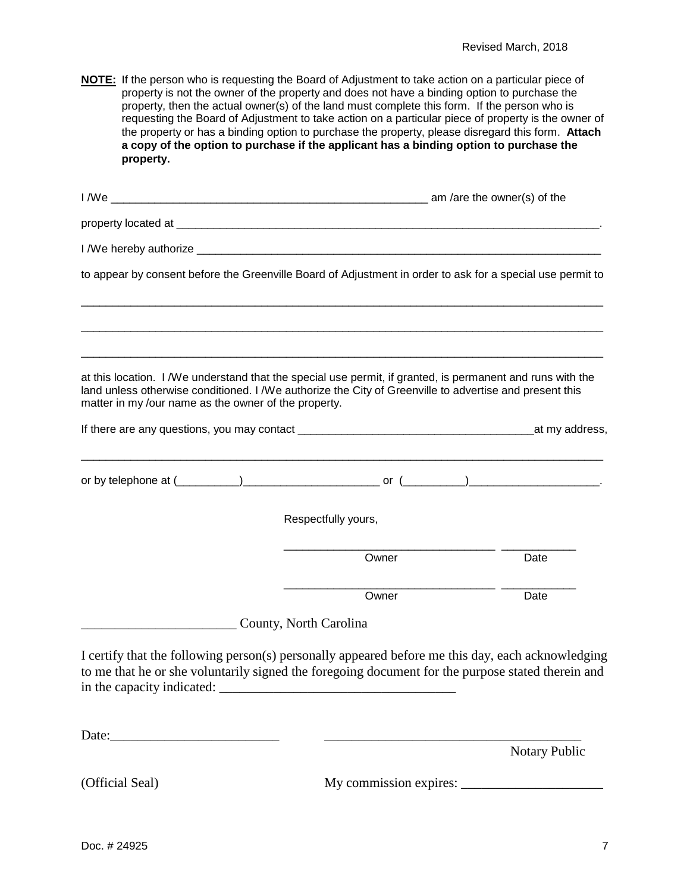Revised March, 2018

**NOTE:** If the person who is requesting the Board of Adjustment to take action on a particular piece of property is not the owner of the property and does not have a binding option to purchase the property, then the actual owner(s) of the land must complete this form. If the person who is requesting the Board of Adjustment to take action on a particular piece of property is the owner of the property or has a binding option to purchase the property, please disregard this form. **Attach a copy of the option to purchase if the applicant has a binding option to purchase the property.**

I /We ____________________________________________________ am /are the owner(s) of the

property located at ________________________________________________________________________.

I /We hereby authorize _____________________________________________________________________

to appear by consent before the Greenville Board of Adjustment in order to ask for a special use permit to

_________________________________________________________________________________________

_________________________________________________________________________________________

_________________________________________________________________________________________

at this location. I /We understand that the special use permit, if granted, is permanent and runs with the land unless otherwise conditioned. I /We authorize the City of Greenville to advertise and present this matter in my /our name as the owner of the property.

If there are any questions, you may contact ______________________________________at my address,

_________________________________________________________________________________________

or by telephone at (__________)______________________ or (__________)_____________________.

Respectfully yours,

_________________________________ ___________
Owner Date

_________________________________ ___________
Owner Date

_______________________ County, North Carolina

I certify that the following person(s) personally appeared before me this day, each acknowledging to me that he or she voluntarily signed the foregoing document for the purpose stated therein and in the capacity indicated: ___________________________________

Date:_________________________ _______________________________________
Notary Public

(Official Seal) My commission expires: _____________________

Doc. # 24925